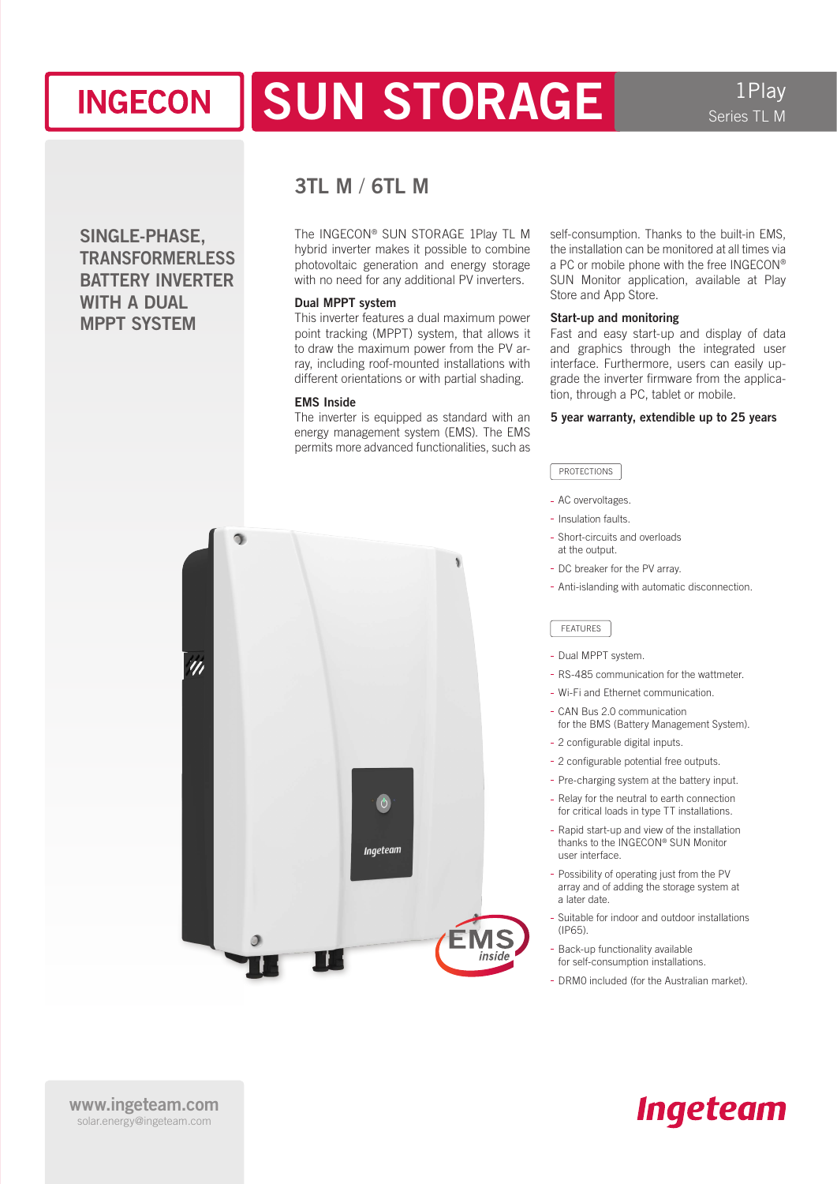# INGECON SUN STORAGE

1Play
Series TL M

## 3TL M / 6TL M

### SINGLE-PHASE, TRANSFORMERLESS BATTERY INVERTER WITH A DUAL MPPT SYSTEM

The INGECON® SUN STORAGE 1Play TL M hybrid inverter makes it possible to combine photovoltaic generation and energy storage with no need for any additional PV inverters.

**Dual MPPT system**

This inverter features a dual maximum power point tracking (MPPT) system, that allows it to draw the maximum power from the PV array, including roof-mounted installations with different orientations or with partial shading.

**EMS Inside**

The inverter is equipped as standard with an energy management system (EMS). The EMS permits more advanced functionalities, such as self-consumption. Thanks to the built-in EMS, the installation can be monitored at all times via a PC or mobile phone with the free INGECON® SUN Monitor application, available at Play Store and App Store.

**Start-up and monitoring**

Fast and easy start-up and display of data and graphics through the integrated user interface. Furthermore, users can easily upgrade the inverter firmware from the application, through a PC, tablet or mobile.

**5 year warranty, extendible up to 25 years**

PROTECTIONS

- AC overvoltages.
- Insulation faults.
- Short-circuits and overloads at the output.
- DC breaker for the PV array.
- Anti-islanding with automatic disconnection.

FEATURES

- Dual MPPT system.
- RS-485 communication for the wattmeter.
- Wi-Fi and Ethernet communication.
- CAN Bus 2.0 communication for the BMS (Battery Management System).
- 2 configurable digital inputs.
- 2 configurable potential free outputs.
- Pre-charging system at the battery input.
- Relay for the neutral to earth connection for critical loads in type TT installations.
- Rapid start-up and view of the installation thanks to the INGECON® SUN Monitor user interface.
- Possibility of operating just from the PV array and of adding the storage system at a later date.
- Suitable for indoor and outdoor installations (IP65).
- Back-up functionality available for self-consumption installations.
- DRM0 included (for the Australian market).

www.ingeteam.com
solar.energy@ingeteam.com

Ingeteam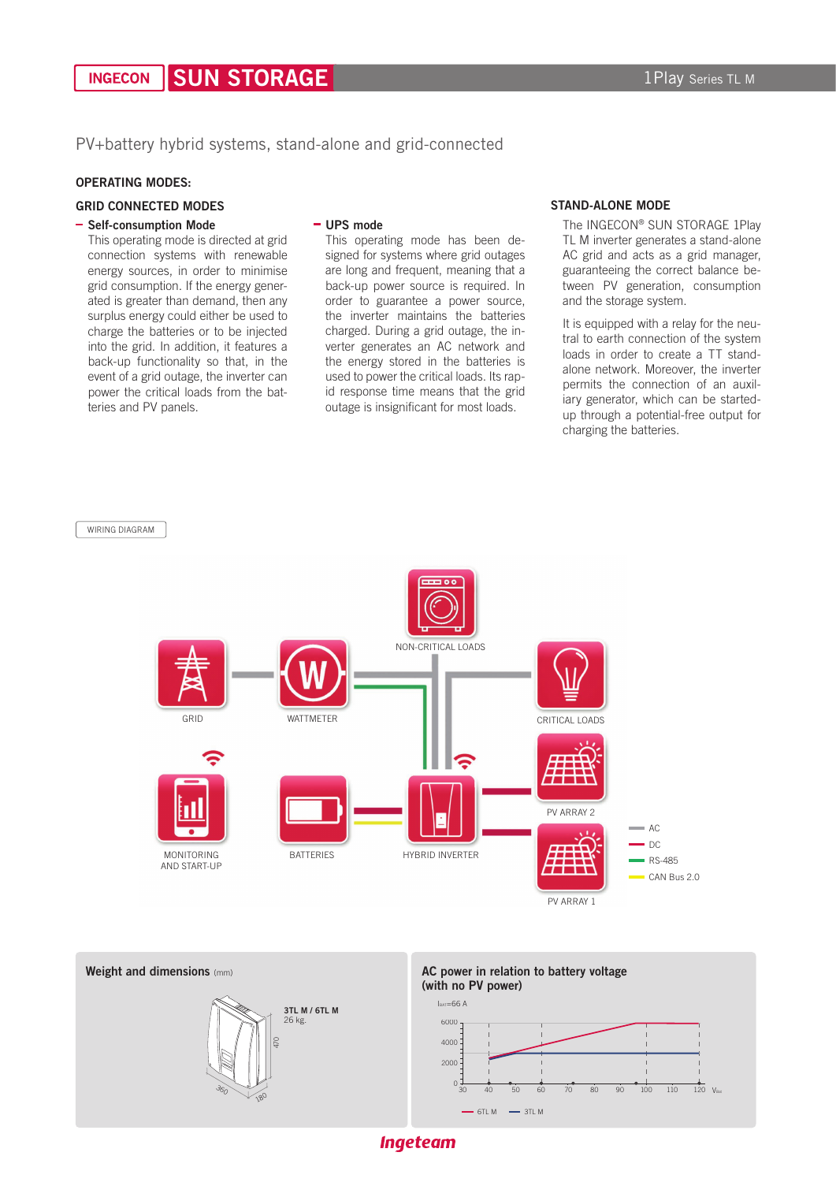PV+battery hybrid systems, stand-alone and grid-connected

## OPERATING MODES:

### GRID CONNECTED MODES

- **Self-consumption Mode**
  This operating mode is directed at grid connection systems with renewable energy sources, in order to minimise grid consumption. If the energy generated is greater than demand, then any surplus energy could either be used to charge the batteries or to be injected into the grid. In addition, it features a back-up functionality so that, in the event of a grid outage, the inverter can power the critical loads from the batteries and PV panels.

- **UPS mode**
  This operating mode has been designed for systems where grid outages are long and frequent, meaning that a back-up power source is required. In order to guarantee a power source, the inverter maintains the batteries charged. During a grid outage, the inverter generates an AC network and the energy stored in the batteries is used to power the critical loads. Its rapid response time means that the grid outage is insignificant for most loads.

### STAND-ALONE MODE

The INGECON® SUN STORAGE 1Play TL M inverter generates a stand-alone AC grid and acts as a grid manager, guaranteeing the correct balance between PV generation, consumption and the storage system.

It is equipped with a relay for the neutral to earth connection of the system loads in order to create a TT stand-alone network. Moreover, the inverter permits the connection of an auxiliary generator, which can be started-up through a potential-free output for charging the batteries.

WIRING DIAGRAM

NON-CRITICAL LOADS, GRID, WATTMETER, CRITICAL LOADS, PV ARRAY 2, MONITORING AND START-UP, BATTERIES, HYBRID INVERTER, PV ARRAY 1

Legend: AC, DC, RS-485, CAN Bus 2.0

### Weight and dimensions (mm)

3TL M / 6TL M
26 kg.

470 / 360 / 180

### AC power in relation to battery voltage (with no PV power)

$I_{bat}$=66 A

Y axis: 0, 2000, 4000, 6000
X axis ($V_{dc}$): 30, 40, 50, 60, 70, 80, 90, 100, 110, 120

6TL M — 3TL M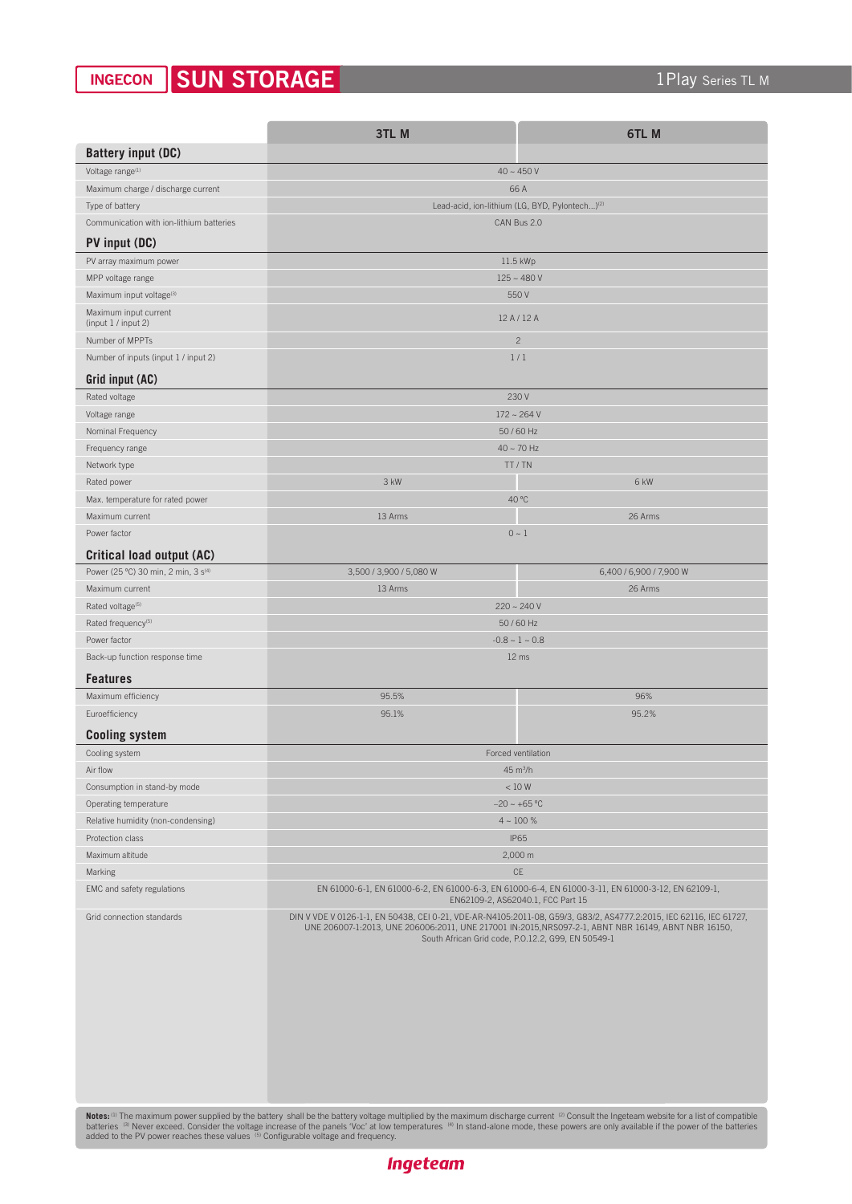# INGECON SUN STORAGE 1Play Series TL M

| | 3TL M | 6TL M |
|---|---|---|
| **Battery input (DC)** | | |
| Voltage range[1] | 40 ~ 450 V | |
| Maximum charge / discharge current | 66 A | |
| Type of battery | Lead-acid, ion-lithium (LG, BYD, Pylontech...)[2] | |
| Communication with ion-lithium batteries | CAN Bus 2.0 | |
| **PV input (DC)** | | |
| PV array maximum power | 11.5 kWp | |
| MPP voltage range | 125 ~ 480 V | |
| Maximum input voltage[3] | 550 V | |
| Maximum input current (input 1 / input 2) | 12 A / 12 A | |
| Number of MPPTs | 2 | |
| Number of inputs (input 1 / input 2) | 1 / 1 | |
| **Grid input (AC)** | | |
| Rated voltage | 230 V | |
| Voltage range | 172 ~ 264 V | |
| Nominal Frequency | 50 / 60 Hz | |
| Frequency range | 40 ~ 70 Hz | |
| Network type | TT / TN | |
| Rated power | 3 kW | 6 kW |
| Max. temperature for rated power | 40 ºC | |
| Maximum current | 13 Arms | 26 Arms |
| Power factor | 0 ~ 1 | |
| **Critical load output (AC)** | | |
| Power (25 ºC) 30 min, 2 min, 3 s[4] | 3,500 / 3,900 / 5,080 W | 6,400 / 6,900 / 7,900 W |
| Maximum current | 13 Arms | 26 Arms |
| Rated voltage[5] | 220 ~ 240 V | |
| Rated frequency[5] | 50 / 60 Hz | |
| Power factor | -0.8 ~ 1 ~ 0.8 | |
| Back-up function response time | 12 ms | |
| **Features** | | |
| Maximum efficiency | 95.5% | 96% |
| Euroefficiency | 95.1% | 95.2% |
| **Cooling system** | | |
| Cooling system | Forced ventilation | |
| Air flow | 45 m³/h | |
| Consumption in stand-by mode | < 10 W | |
| Operating temperature | -20 ~ +65 ºC | |
| Relative humidity (non-condensing) | 4 ~ 100 % | |
| Protection class | IP65 | |
| Maximum altitude | 2,000 m | |
| Marking | CE | |
| EMC and safety regulations | EN 61000-6-1, EN 61000-6-2, EN 61000-6-3, EN 61000-6-4, EN 61000-3-11, EN 61000-3-12, EN 62109-1, EN62109-2, AS62040.1, FCC Part 15 | |
| Grid connection standards | DIN V VDE V 0126-1-1, EN 50438, CEI 0-21, VDE-AR-N4105:2011-08, G59/3, G83/2, AS4777.2:2015, IEC 62116, IEC 61727, UNE 206007-1:2013, UNE 206006:2011, UNE 217001 IN:2015,NRS097-2-1, ABNT NBR 16149, ABNT NBR 16150, South African Grid code, P.O.12.2, G99, EN 50549-1 | |

**Notes:** [1] The maximum power supplied by the battery shall be the battery voltage multiplied by the maximum discharge current [2] Consult the Ingeteam website for a list of compatible batteries [3] Never exceed. Consider the voltage increase of the panels 'Voc' at low temperatures [4] In stand-alone mode, these powers are only available if the power of the batteries added to the PV power reaches these values [5] Configurable voltage and frequency.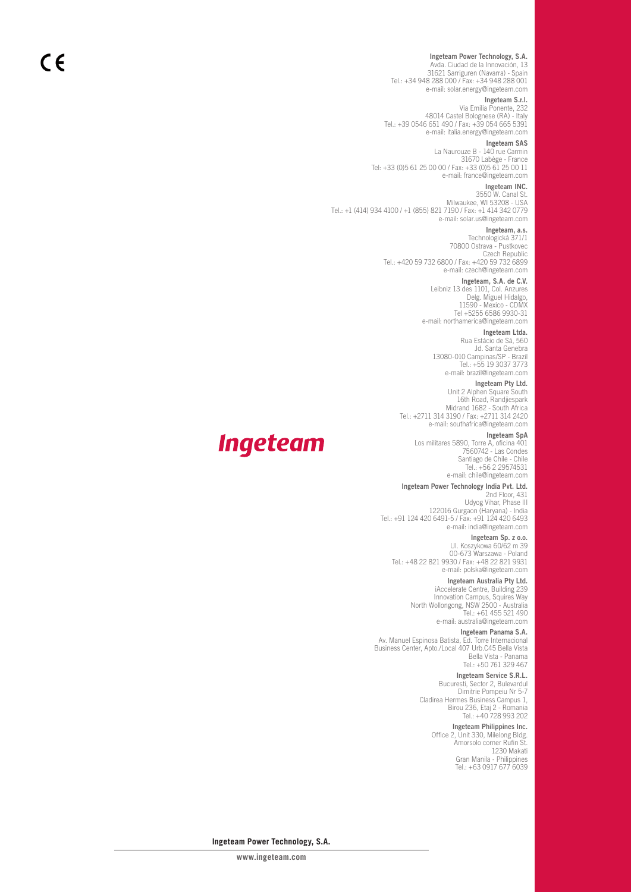CE

Ingeteam

**Ingeteam Power Technology, S.A.**
Avda. Ciudad de la Innovación, 13
31621 Sarriguren (Navarra) - Spain
Tel.: +34 948 288 000 / Fax: +34 948 288 001
e-mail: solar.energy@ingeteam.com

**Ingeteam S.r.l.**
Via Emilia Ponente, 232
48014 Castel Bolognese (RA) - Italy
Tel.: +39 0546 651 490 / Fax: +39 054 665 5391
e-mail: italia.energy@ingeteam.com

**Ingeteam SAS**
La Naurouze B - 140 rue Carmin
31670 Labège - France
Tel: +33 (0)5 61 25 00 00 / Fax: +33 (0)5 61 25 00 11
e-mail: france@ingeteam.com

**Ingeteam INC.**
3550 W. Canal St.
Milwaukee, WI 53208 - USA
Tel.: +1 (414) 934 4100 / +1 (855) 821 7190 / Fax: +1 414 342 0779
e-mail: solar.us@ingeteam.com

**Ingeteam, a.s.**
Technologická 371/1
70800 Ostrava - Pustkovec
Czech Republic
Tel.: +420 59 732 6800 / Fax: +420 59 732 6899
e-mail: czech@ingeteam.com

**Ingeteam, S.A. de C.V.**
Leibniz 13 des 1101, Col. Anzures
Delg. Miguel Hidalgo,
11590 - Mexico - CDMX
Tel +5255 6586 9930-31
e-mail: northamerica@ingeteam.com

**Ingeteam Ltda.**
Rua Estácio de Sá, 560
Jd. Santa Genebra
13080-010 Campinas/SP - Brazil
Tel.: +55 19 3037 3773
e-mail: brazil@ingeteam.com

**Ingeteam Pty Ltd.**
Unit 2 Alphen Square South
16th Road, Randjiespark
Midrand 1682 - South Africa
Tel.: +2711 314 3190 / Fax: +2711 314 2420
e-mail: southafrica@ingeteam.com

**Ingeteam SpA**
Los militares 5890, Torre A, oficina 401
7560742 - Las Condes
Santiago de Chile - Chile
Tel.: +56 2 29574531
e-mail: chile@ingeteam.com

**Ingeteam Power Technology India Pvt. Ltd.**
2nd Floor, 431
Udyog Vihar, Phase III
122016 Gurgaon (Haryana) - India
Tel.: +91 124 420 6491-5 / Fax: +91 124 420 6493
e-mail: india@ingeteam.com

**Ingeteam Sp. z o.o.**
Ul. Koszykowa 60/62 m 39
00-673 Warszawa - Poland
Tel.: +48 22 821 9930 / Fax: +48 22 821 9931
e-mail: polska@ingeteam.com

**Ingeteam Australia Pty Ltd.**
iAccelerate Centre, Building 239
Innovation Campus, Squires Way
North Wollongong, NSW 2500 - Australia
Tel.: +61 455 521 490
e-mail: australia@ingeteam.com

**Ingeteam Panama S.A.**
Av. Manuel Espinosa Batista, Ed. Torre Internacional
Business Center, Apto./Local 407 Urb.C45 Bella Vista
Bella Vista - Panama
Tel.: +50 761 329 467

**Ingeteam Service S.R.L.**
Bucuresti, Sector 2, Bulevardul
Dimitrie Pompeiu Nr 5-7
Cladirea Hermes Business Campus 1,
Birou 236, Etaj 2 - Romania
Tel.: +40 728 993 202

**Ingeteam Philippines Inc.**
Office 2, Unit 330, Milelong Bldg.
Amorsolo corner Rufin St.
1230 Makati
Gran Manila - Philippines
Tel.: +63 0917 677 6039

**Ingeteam Power Technology, S.A.**

**www.ingeteam.com**